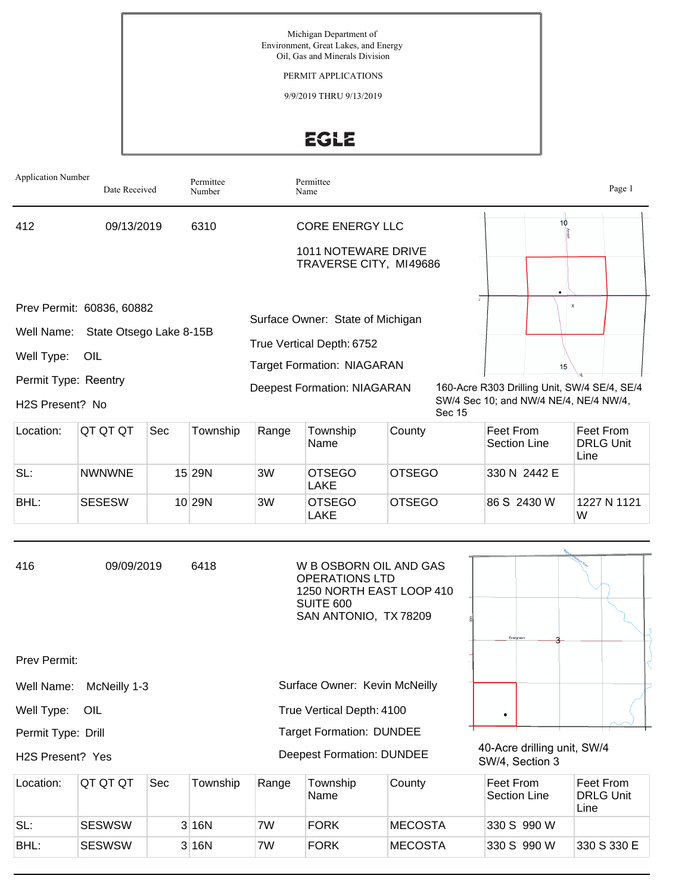Michigan Department of
Environment, Great Lakes, and Energy
Oil, Gas and Minerals Division

PERMIT APPLICATIONS

9/9/2019 THRU 9/13/2019

EGLE

| Application Number | Date Received | Permittee Number | Permittee Name |
|---|---|---|---|
| 412 | 09/13/2019 | 6310 | CORE ENERGY LLC<br>1011 NOTEWARE DRIVE<br>TRAVERSE CITY, MI49686 |

Prev Permit: 60836, 60882

Well Name: State Otsego Lake 8-15B

Well Type: OIL

Permit Type: Reentry

H2S Present? No

Surface Owner: State of Michigan

True Vertical Depth: 6752

Target Formation: NIAGARAN

Deepest Formation: NIAGARAN

160-Acre R303 Drilling Unit, SW/4 SE/4, SE/4 SW/4 Sec 10; and NW/4 NE/4, NE/4 NW/4, Sec 15

| Location: | QT QT QT | Sec | Township | Range | Township Name | County | Feet From Section Line | Feet From DRLG Unit Line |
|---|---|---|---|---|---|---|---|---|
| SL: | NWNWNE | 15 | 29N | 3W | OTSEGO LAKE | OTSEGO | 330 N 2442 E | |
| BHL: | SESESW | 10 | 29N | 3W | OTSEGO LAKE | OTSEGO | 86 S 2430 W | 1227 N 1121 W |

---

| Application Number | Date Received | Permittee Number | Permittee Name |
|---|---|---|---|
| 416 | 09/09/2019 | 6418 | W B OSBORN OIL AND GAS OPERATIONS LTD<br>1250 NORTH EAST LOOP 410<br>SUITE 600<br>SAN ANTONIO, TX 78209 |

Prev Permit:

Well Name: McNeilly 1-3

Well Type: OIL

Permit Type: Drill

H2S Present? Yes

Surface Owner: Kevin McNeilly

True Vertical Depth: 4100

Target Formation: DUNDEE

Deepest Formation: DUNDEE

40-Acre drilling unit, SW/4 SW/4, Section 3

| Location: | QT QT QT | Sec | Township | Range | Township Name | County | Feet From Section Line | Feet From DRLG Unit Line |
|---|---|---|---|---|---|---|---|---|
| SL: | SESWSW | 3 | 16N | 7W | FORK | MECOSTA | 330 S 990 W | |
| BHL: | SESWSW | 3 | 16N | 7W | FORK | MECOSTA | 330 S 990 W | 330 S 330 E |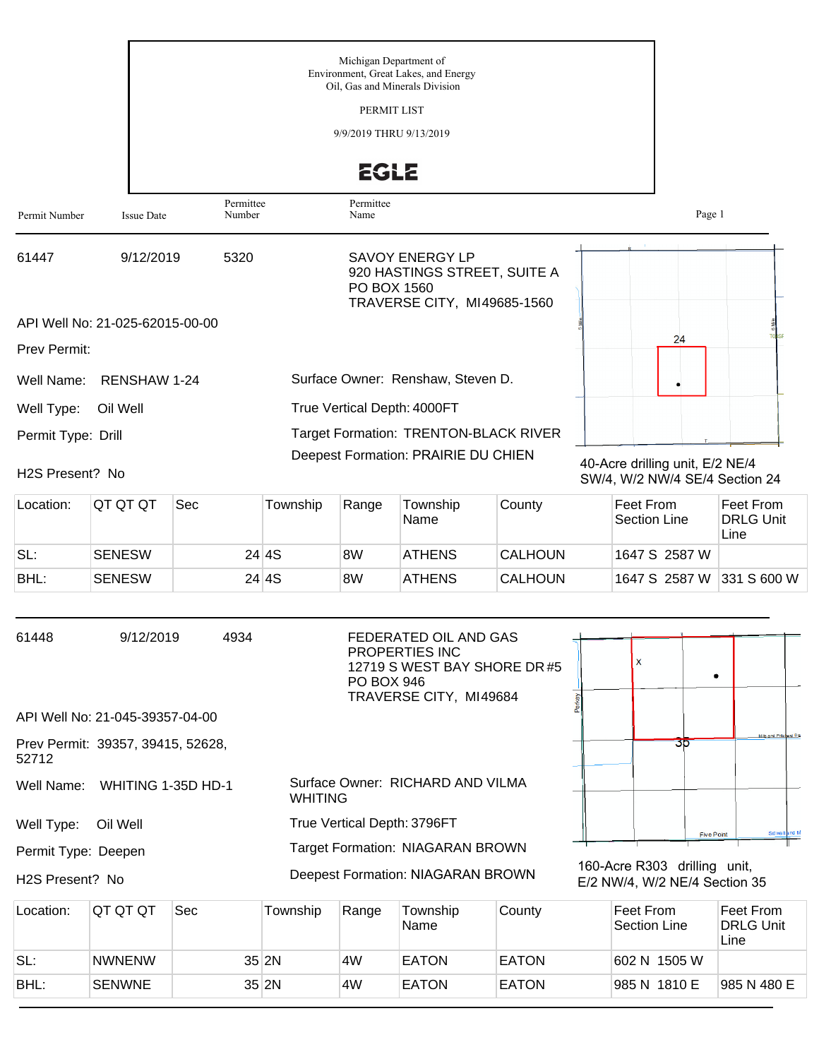Michigan Department of
Environment, Great Lakes, and Energy
Oil, Gas and Minerals Division

PERMIT LIST

9/9/2019 THRU 9/13/2019

EGLE

| Permit Number | Issue Date | Permittee Number | Permittee Name |
|---|---|---|---|

---

**61447** | 9/12/2019 | 5320 | SAVOY ENERGY LP
920 HASTINGS STREET, SUITE A
PO BOX 1560
TRAVERSE CITY, MI49685-1560

API Well No: 21-025-62015-00-00

Prev Permit:

Well Name: RENSHAW 1-24

Surface Owner: Renshaw, Steven D.

Well Type: Oil Well

True Vertical Depth: 4000FT

Permit Type: Drill

Target Formation: TRENTON-BLACK RIVER

Deepest Formation: PRAIRIE DU CHIEN

H2S Present? No

40-Acre drilling unit, E/2 NE/4 SW/4, W/2 NW/4 SE/4 Section 24

| Location: | QT QT QT | Sec | Township | Range | Township Name | County | Feet From Section Line | Feet From DRLG Unit Line |
|---|---|---|---|---|---|---|---|---|
| SL: | SENESW | 24 | 4S | 8W | ATHENS | CALHOUN | 1647 S 2587 W | |
| BHL: | SENESW | 24 | 4S | 8W | ATHENS | CALHOUN | 1647 S 2587 W | 331 S 600 W |

---

**61448** | 9/12/2019 | 4934 | FEDERATED OIL AND GAS PROPERTIES INC
12719 S WEST BAY SHORE DR #5
PO BOX 946
TRAVERSE CITY, MI49684

API Well No: 21-045-39357-04-00

Prev Permit: 39357, 39415, 52628, 52712

Well Name: WHITING 1-35D HD-1

Surface Owner: RICHARD AND VILMA WHITING

Well Type: Oil Well

True Vertical Depth: 3796FT

Permit Type: Deepen

Target Formation: NIAGARAN BROWN

Deepest Formation: NIAGARAN BROWN

H2S Present? No

160-Acre R303 drilling unit, E/2 NW/4, W/2 NE/4 Section 35

| Location: | QT QT QT | Sec | Township | Range | Township Name | County | Feet From Section Line | Feet From DRLG Unit Line |
|---|---|---|---|---|---|---|---|---|
| SL: | NWNENW | 35 | 2N | 4W | EATON | EATON | 602 N 1505 W | |
| BHL: | SENWNE | 35 | 2N | 4W | EATON | EATON | 985 N 1810 E | 985 N 480 E |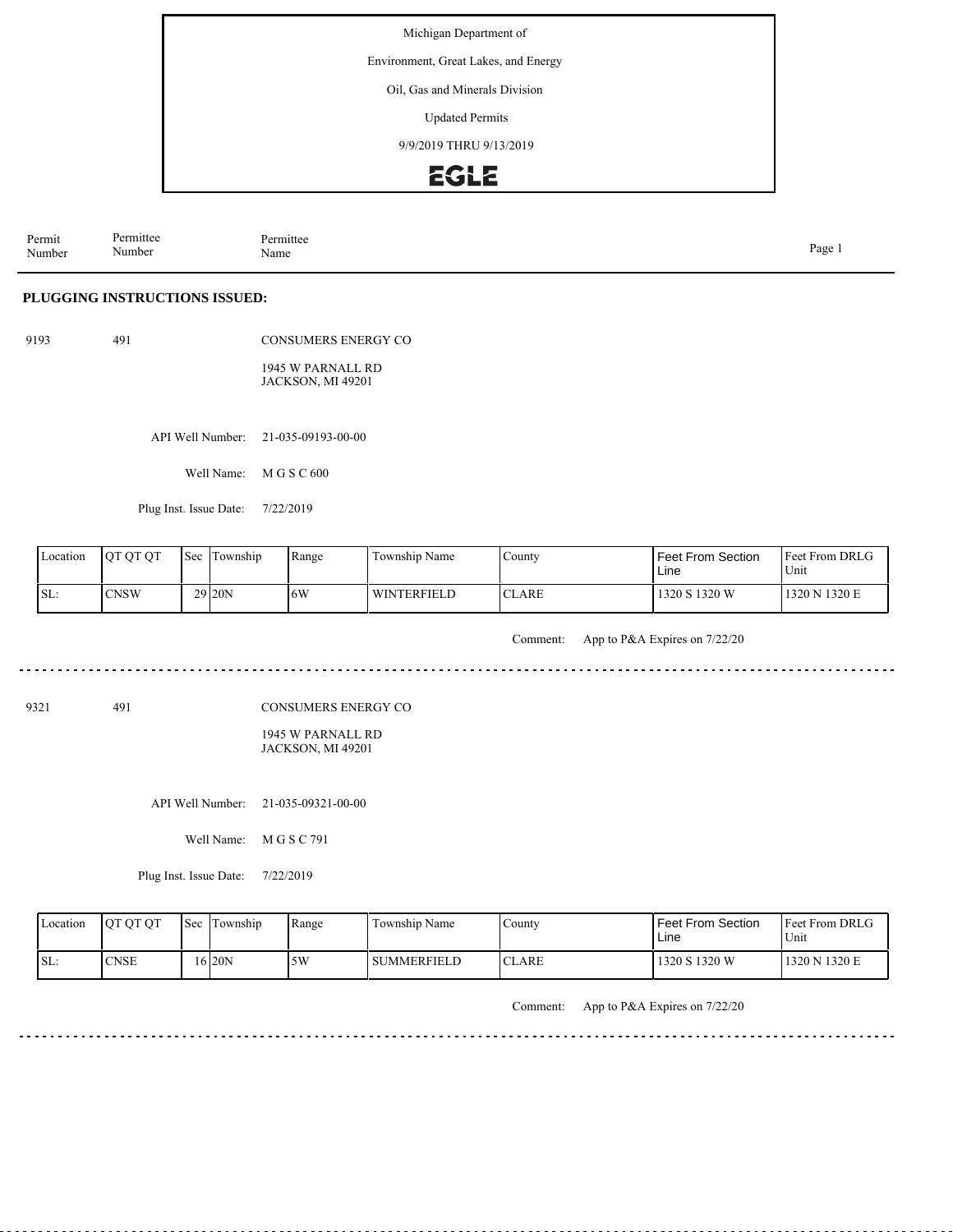Michigan Department of

Environment, Great Lakes, and Energy

Oil, Gas and Minerals Division

Updated Permits

9/9/2019 THRU 9/13/2019

EGLE

| Permit Number | Permittee Number | Permittee Name |
|---|---|---|

**PLUGGING INSTRUCTIONS ISSUED:**

9193 491 CONSUMERS ENERGY CO

1945 W PARNALL RD
JACKSON, MI 49201

API Well Number: 21-035-09193-00-00

Well Name: M G S C 600

Plug Inst. Issue Date: 7/22/2019

| Location | QT QT QT | Sec | Township | Range | Township Name | County | Feet From Section Line | Feet From DRLG Unit |
|---|---|---|---|---|---|---|---|---|
| SL: | CNSW | 29 | 20N | 6W | WINTERFIELD | CLARE | 1320 S 1320 W | 1320 N 1320 E |

Comment: App to P&A Expires on 7/22/20

---

9321 491 CONSUMERS ENERGY CO

1945 W PARNALL RD
JACKSON, MI 49201

API Well Number: 21-035-09321-00-00

Well Name: M G S C 791

Plug Inst. Issue Date: 7/22/2019

| Location | QT QT QT | Sec | Township | Range | Township Name | County | Feet From Section Line | Feet From DRLG Unit |
|---|---|---|---|---|---|---|---|---|
| SL: | CNSE | 16 | 20N | 5W | SUMMERFIELD | CLARE | 1320 S 1320 W | 1320 N 1320 E |

Comment: App to P&A Expires on 7/22/20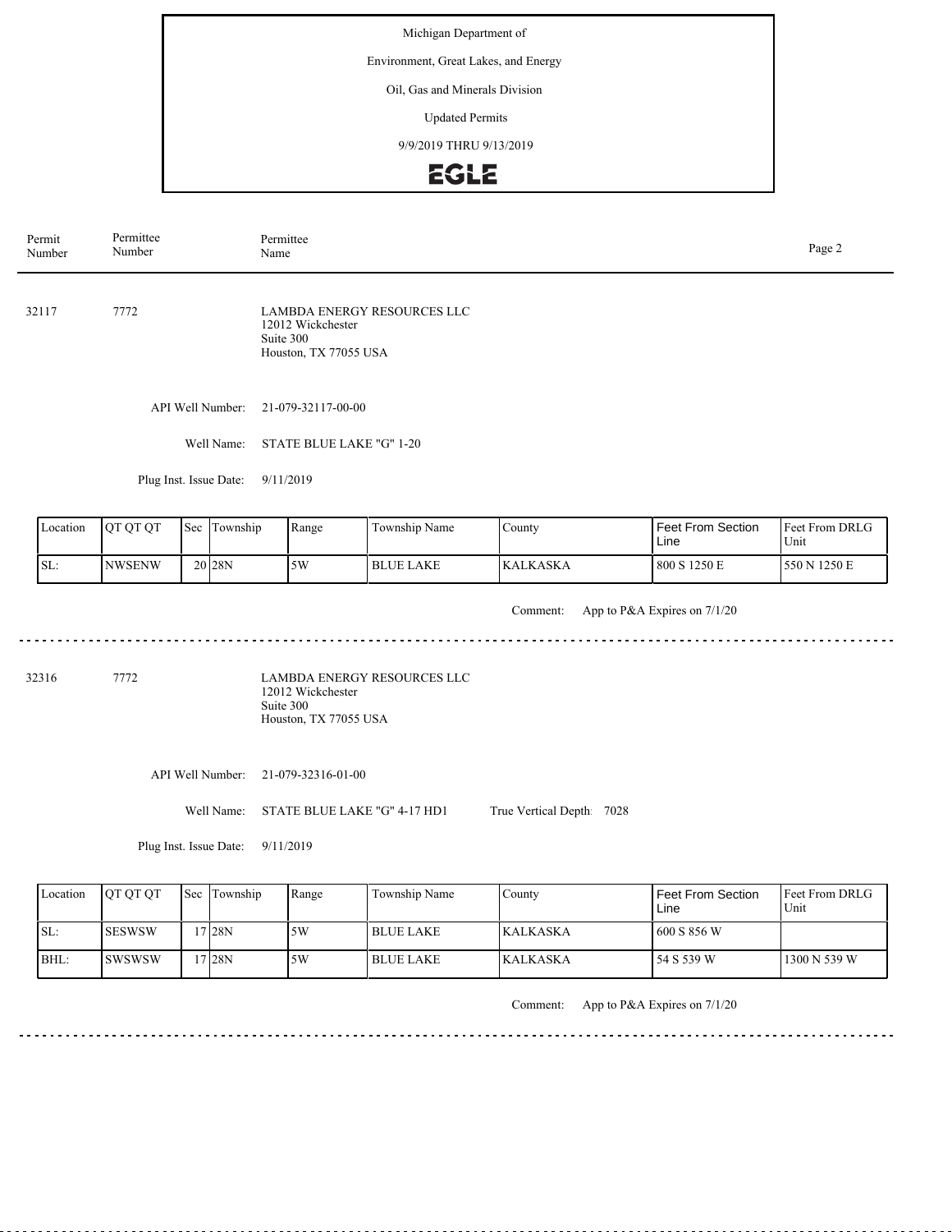Michigan Department of

Environment, Great Lakes, and Energy

Oil, Gas and Minerals Division

Updated Permits

9/9/2019 THRU 9/13/2019

EGLE

| Permit Number | Permittee Number | Permittee Name |
|---|---|---|

---

**32117** | **7772** | LAMBDA ENERGY RESOURCES LLC
12012 Wickchester
Suite 300
Houston, TX 77055 USA

API Well Number: 21-079-32117-00-00

Well Name: STATE BLUE LAKE "G" 1-20

Plug Inst. Issue Date: 9/11/2019

| Location | QT QT QT | Sec | Township | Range | Township Name | County | Feet From Section Line | Feet From DRLG Unit |
|---|---|---|---|---|---|---|---|---|
| SL: | NWSENW | 20 | 28N | 5W | BLUE LAKE | KALKASKA | 800 S 1250 E | 550 N 1250 E |

Comment: App to P&A Expires on 7/1/20

---

**32316** | **7772** | LAMBDA ENERGY RESOURCES LLC
12012 Wickchester
Suite 300
Houston, TX 77055 USA

API Well Number: 21-079-32316-01-00

Well Name: STATE BLUE LAKE "G" 4-17 HD1    True Vertical Depth: 7028

Plug Inst. Issue Date: 9/11/2019

| Location | QT QT QT | Sec | Township | Range | Township Name | County | Feet From Section Line | Feet From DRLG Unit |
|---|---|---|---|---|---|---|---|---|
| SL: | SESWSW | 17 | 28N | 5W | BLUE LAKE | KALKASKA | 600 S 856 W | |
| BHL: | SWSWSW | 17 | 28N | 5W | BLUE LAKE | KALKASKA | 54 S 539 W | 1300 N 539 W |

Comment: App to P&A Expires on 7/1/20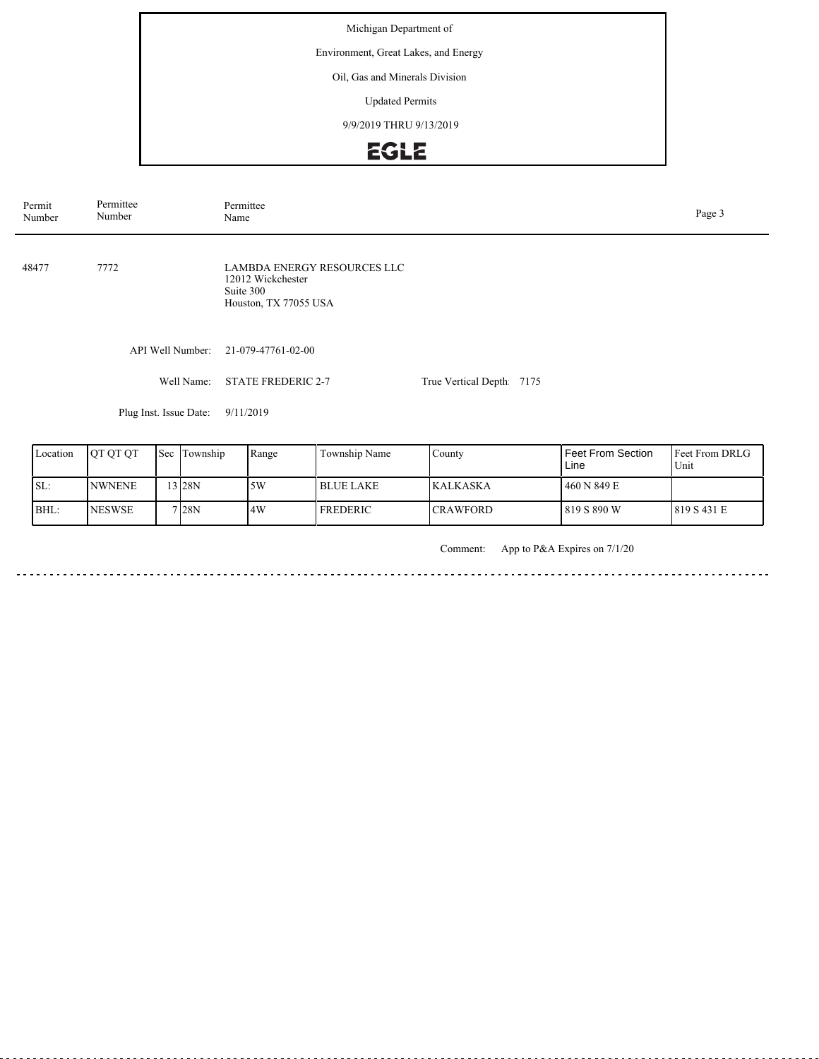Michigan Department of

Environment, Great Lakes, and Energy

Oil, Gas and Minerals Division

Updated Permits

9/9/2019 THRU 9/13/2019

EGLE

| Permit Number | Permittee Number | Permittee Name |
|---|---|---|
| 48477 | 7772 | LAMBDA ENERGY RESOURCES LLC<br>12012 Wickchester<br>Suite 300<br>Houston, TX 77055 USA |

API Well Number: 21-079-47761-02-00

Well Name: STATE FREDERIC 2-7 True Vertical Depth: 7175

Plug Inst. Issue Date: 9/11/2019

| Location | QT QT QT | Sec | Township | Range | Township Name | County | Feet From Section Line | Feet From DRLG Unit |
|---|---|---|---|---|---|---|---|---|
| SL: | NWNENE | 13 | 28N | 5W | BLUE LAKE | KALKASKA | 460 N 849 E | |
| BHL: | NESWSE | 7 | 28N | 4W | FREDERIC | CRAWFORD | 819 S 890 W | 819 S 431 E |

Comment: App to P&A Expires on 7/1/20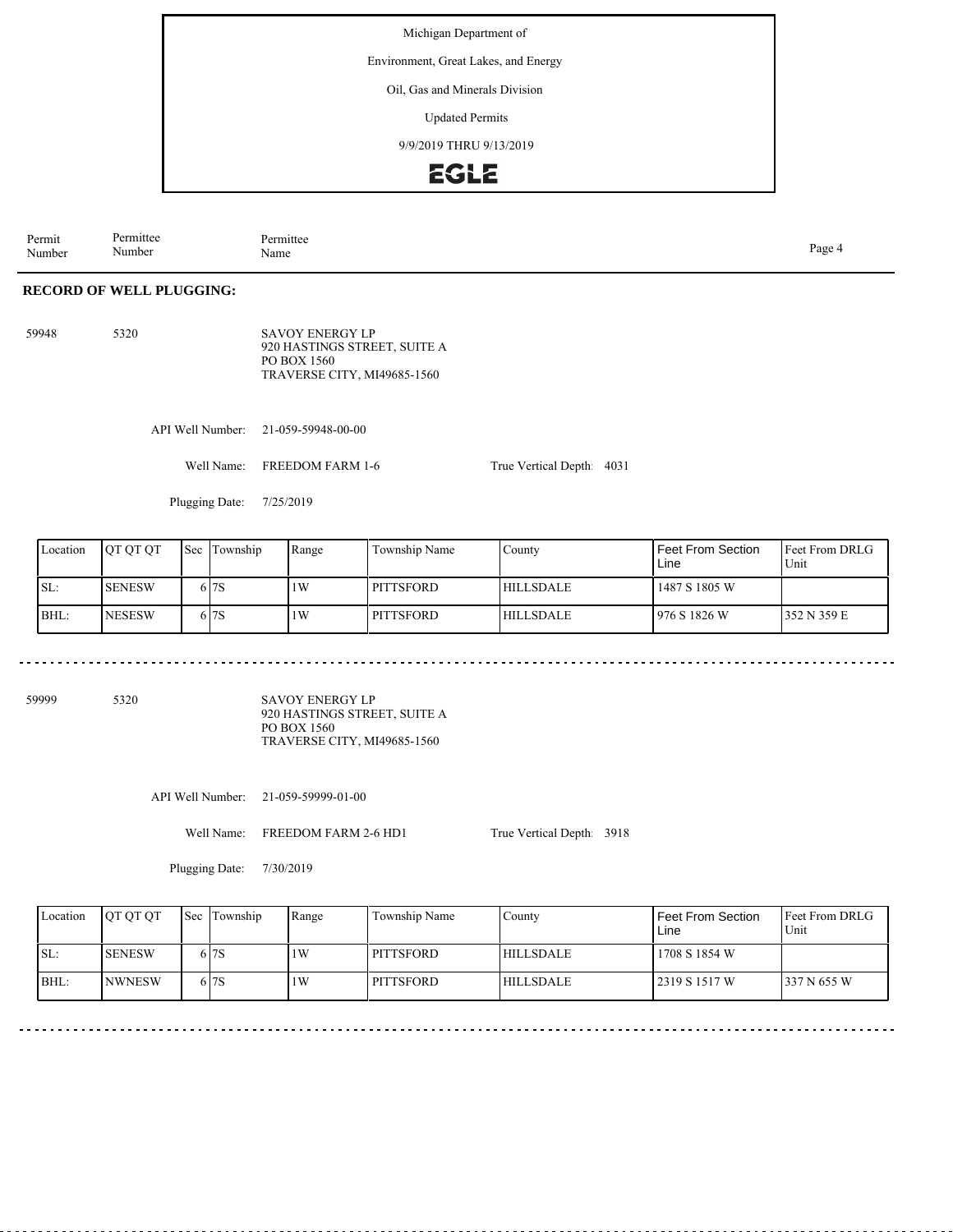Michigan Department of

Environment, Great Lakes, and Energy

Oil, Gas and Minerals Division

Updated Permits

9/9/2019 THRU 9/13/2019

EGLE

| Permit Number | Permittee Number | Permittee Name |
|---|---|---|

## RECORD OF WELL PLUGGING:

59948 5320 SAVOY ENERGY LP
920 HASTINGS STREET, SUITE A
PO BOX 1560
TRAVERSE CITY, MI49685-1560

API Well Number: 21-059-59948-00-00

Well Name: FREEDOM FARM 1-6

True Vertical Depth: 4031

Plugging Date: 7/25/2019

| Location | QT QT QT | Sec | Township | Range | Township Name | County | Feet From Section Line | Feet From DRLG Unit |
|---|---|---|---|---|---|---|---|---|
| SL: | SENESW | 6 | 7S | 1W | PITTSFORD | HILLSDALE | 1487 S 1805 W | |
| BHL: | NESESW | 6 | 7S | 1W | PITTSFORD | HILLSDALE | 976 S 1826 W | 352 N 359 E |

---

59999 5320 SAVOY ENERGY LP
920 HASTINGS STREET, SUITE A
PO BOX 1560
TRAVERSE CITY, MI49685-1560

API Well Number: 21-059-59999-01-00

Well Name: FREEDOM FARM 2-6 HD1

True Vertical Depth: 3918

Plugging Date: 7/30/2019

| Location | QT QT QT | Sec | Township | Range | Township Name | County | Feet From Section Line | Feet From DRLG Unit |
|---|---|---|---|---|---|---|---|---|
| SL: | SENESW | 6 | 7S | 1W | PITTSFORD | HILLSDALE | 1708 S 1854 W | |
| BHL: | NWNESW | 6 | 7S | 1W | PITTSFORD | HILLSDALE | 2319 S 1517 W | 337 N 655 W |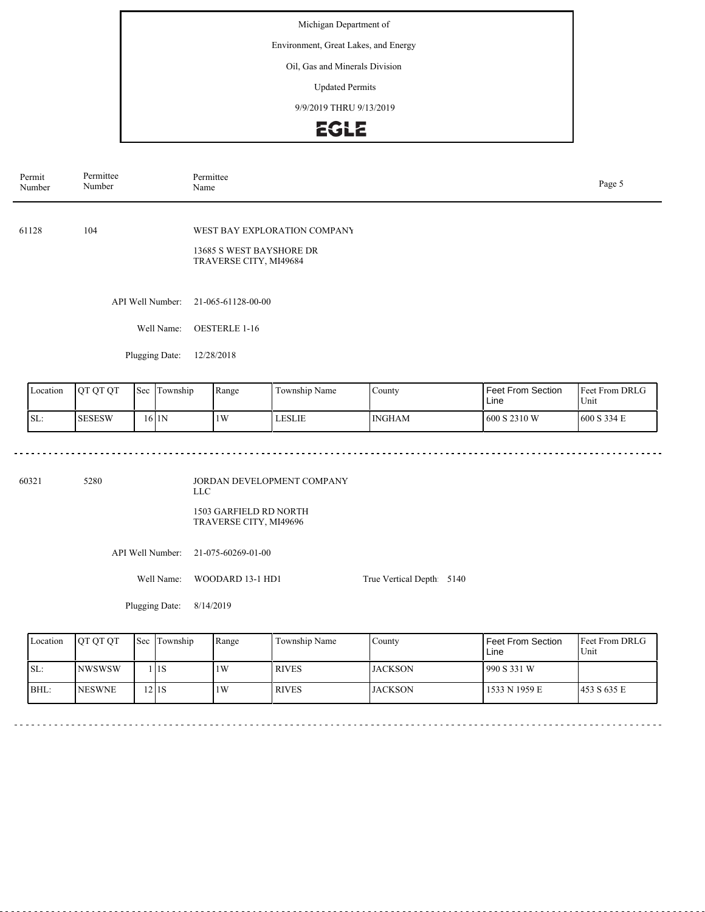| Permit Number | Permittee Number | Permittee Name |
|---|---|---|

61128 104 WEST BAY EXPLORATION COMPANY

13685 S WEST BAYSHORE DR
TRAVERSE CITY, MI49684

API Well Number: 21-065-61128-00-00

Well Name: OESTERLE 1-16

Plugging Date: 12/28/2018

| Location | QT QT QT | Sec | Township | Range | Township Name | County | Feet From Section Line | Feet From DRLG Unit |
|---|---|---|---|---|---|---|---|---|
| SL: | SESESW | 16 | 1N | 1W | LESLIE | INGHAM | 600 S 2310 W | 600 S 334 E |

---

60321 5280 JORDAN DEVELOPMENT COMPANY LLC

1503 GARFIELD RD NORTH
TRAVERSE CITY, MI49696

API Well Number: 21-075-60269-01-00

Well Name: WOODARD 13-1 HD1 True Vertical Depth: 5140

Plugging Date: 8/14/2019

| Location | QT QT QT | Sec | Township | Range | Township Name | County | Feet From Section Line | Feet From DRLG Unit |
|---|---|---|---|---|---|---|---|---|
| SL: | NWSWSW | 1 | 1S | 1W | RIVES | JACKSON | 990 S 331 W | |
| BHL: | NESWNE | 12 | 1S | 1W | RIVES | JACKSON | 1533 N 1959 E | 453 S 635 E |

---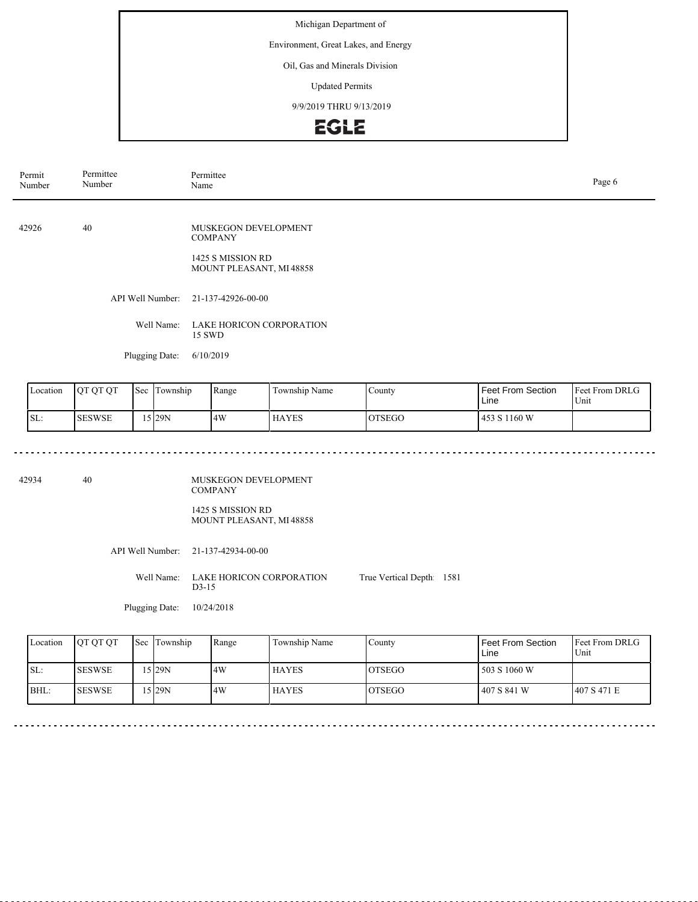Michigan Department of

Environment, Great Lakes, and Energy

Oil, Gas and Minerals Division

Updated Permits

9/9/2019 THRU 9/13/2019

EGLE

| Permit Number | Permittee Number | Permittee Name |
|---|---|---|

---

**42926** | **40** | MUSKEGON DEVELOPMENT COMPANY

1425 S MISSION RD
MOUNT PLEASANT, MI 48858

API Well Number: 21-137-42926-00-00

Well Name: LAKE HORICON CORPORATION 15 SWD

Plugging Date: 6/10/2019

| Location | QT QT QT | Sec | Township | Range | Township Name | County | Feet From Section Line | Feet From DRLG Unit |
|---|---|---|---|---|---|---|---|---|
| SL: | SESWSE | 15 | 29N | 4W | HAYES | OTSEGO | 453 S 1160 W | |

---

**42934** | **40** | MUSKEGON DEVELOPMENT COMPANY

1425 S MISSION RD
MOUNT PLEASANT, MI 48858

API Well Number: 21-137-42934-00-00

Well Name: LAKE HORICON CORPORATION D3-15

True Vertical Depth: 1581

Plugging Date: 10/24/2018

| Location | QT QT QT | Sec | Township | Range | Township Name | County | Feet From Section Line | Feet From DRLG Unit |
|---|---|---|---|---|---|---|---|---|
| SL: | SESWSE | 15 | 29N | 4W | HAYES | OTSEGO | 503 S 1060 W | |
| BHL: | SESWSE | 15 | 29N | 4W | HAYES | OTSEGO | 407 S 841 W | 407 S 471 E |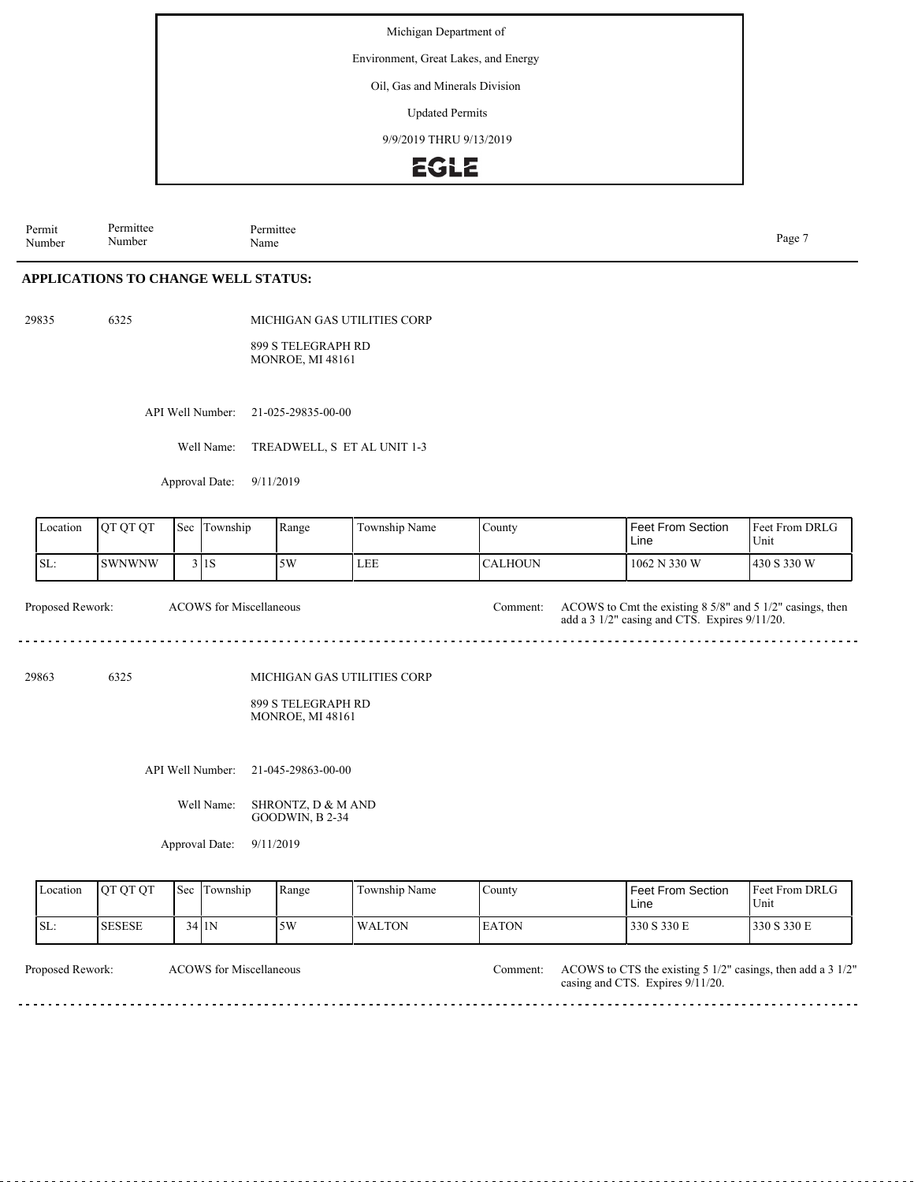Michigan Department of

Environment, Great Lakes, and Energy

Oil, Gas and Minerals Division

Updated Permits

9/9/2019 THRU 9/13/2019

EGLE

| Permit Number | Permittee Number | Permittee Name |
|---|---|---|

## APPLICATIONS TO CHANGE WELL STATUS:

29835 6325 MICHIGAN GAS UTILITIES CORP

899 S TELEGRAPH RD
MONROE, MI 48161

API Well Number: 21-025-29835-00-00

Well Name: TREADWELL, S ET AL UNIT 1-3

Approval Date: 9/11/2019

| Location | QT QT QT | Sec | Township | Range | Township Name | County | Feet From Section Line | Feet From DRLG Unit |
|---|---|---|---|---|---|---|---|---|
| SL: | SWNWNW | 3 | 1S | 5W | LEE | CALHOUN | 1062 N 330 W | 430 S 330 W |

Proposed Rework: ACOWS for Miscellaneous

Comment: ACOWS to Cmt the existing 8 5/8" and 5 1/2" casings, then add a 3 1/2" casing and CTS. Expires 9/11/20.

---

29863 6325 MICHIGAN GAS UTILITIES CORP

899 S TELEGRAPH RD
MONROE, MI 48161

API Well Number: 21-045-29863-00-00

Well Name: SHRONTZ, D & M AND GOODWIN, B 2-34

Approval Date: 9/11/2019

| Location | QT QT QT | Sec | Township | Range | Township Name | County | Feet From Section Line | Feet From DRLG Unit |
|---|---|---|---|---|---|---|---|---|
| SL: | SESESE | 34 | 1N | 5W | WALTON | EATON | 330 S 330 E | 330 S 330 E |

Proposed Rework: ACOWS for Miscellaneous

Comment: ACOWS to CTS the existing 5 1/2" casings, then add a 3 1/2" casing and CTS. Expires 9/11/20.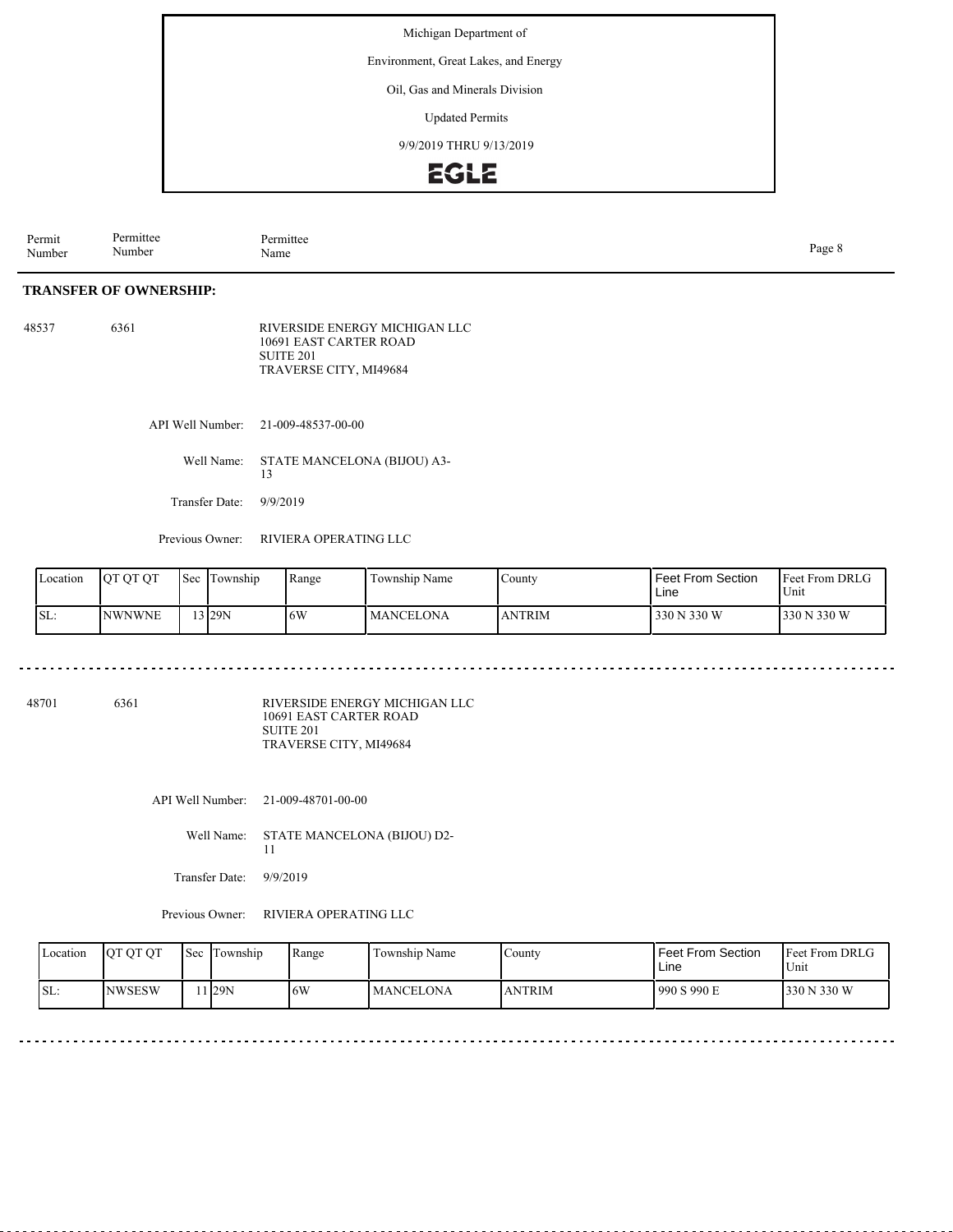Michigan Department of

Environment, Great Lakes, and Energy

Oil, Gas and Minerals Division

Updated Permits

9/9/2019 THRU 9/13/2019

EGLE

| Permit Number | Permittee Number | Permittee Name |
|---|---|---|

## TRANSFER OF OWNERSHIP:

48537 6361 RIVERSIDE ENERGY MICHIGAN LLC
10691 EAST CARTER ROAD
SUITE 201
TRAVERSE CITY, MI49684

API Well Number: 21-009-48537-00-00

Well Name: STATE MANCELONA (BIJOU) A3-13

Transfer Date: 9/9/2019

Previous Owner: RIVIERA OPERATING LLC

| Location | QT QT QT | Sec | Township | Range | Township Name | County | Feet From Section Line | Feet From DRLG Unit |
|---|---|---|---|---|---|---|---|---|
| SL: | NWNWNE | 13 | 29N | 6W | MANCELONA | ANTRIM | 330 N 330 W | 330 N 330 W |

---

48701 6361 RIVERSIDE ENERGY MICHIGAN LLC
10691 EAST CARTER ROAD
SUITE 201
TRAVERSE CITY, MI49684

API Well Number: 21-009-48701-00-00

Well Name: STATE MANCELONA (BIJOU) D2-11

Transfer Date: 9/9/2019

Previous Owner: RIVIERA OPERATING LLC

| Location | QT QT QT | Sec | Township | Range | Township Name | County | Feet From Section Line | Feet From DRLG Unit |
|---|---|---|---|---|---|---|---|---|
| SL: | NWSESW | 11 | 29N | 6W | MANCELONA | ANTRIM | 990 S 990 E | 330 N 330 W |

---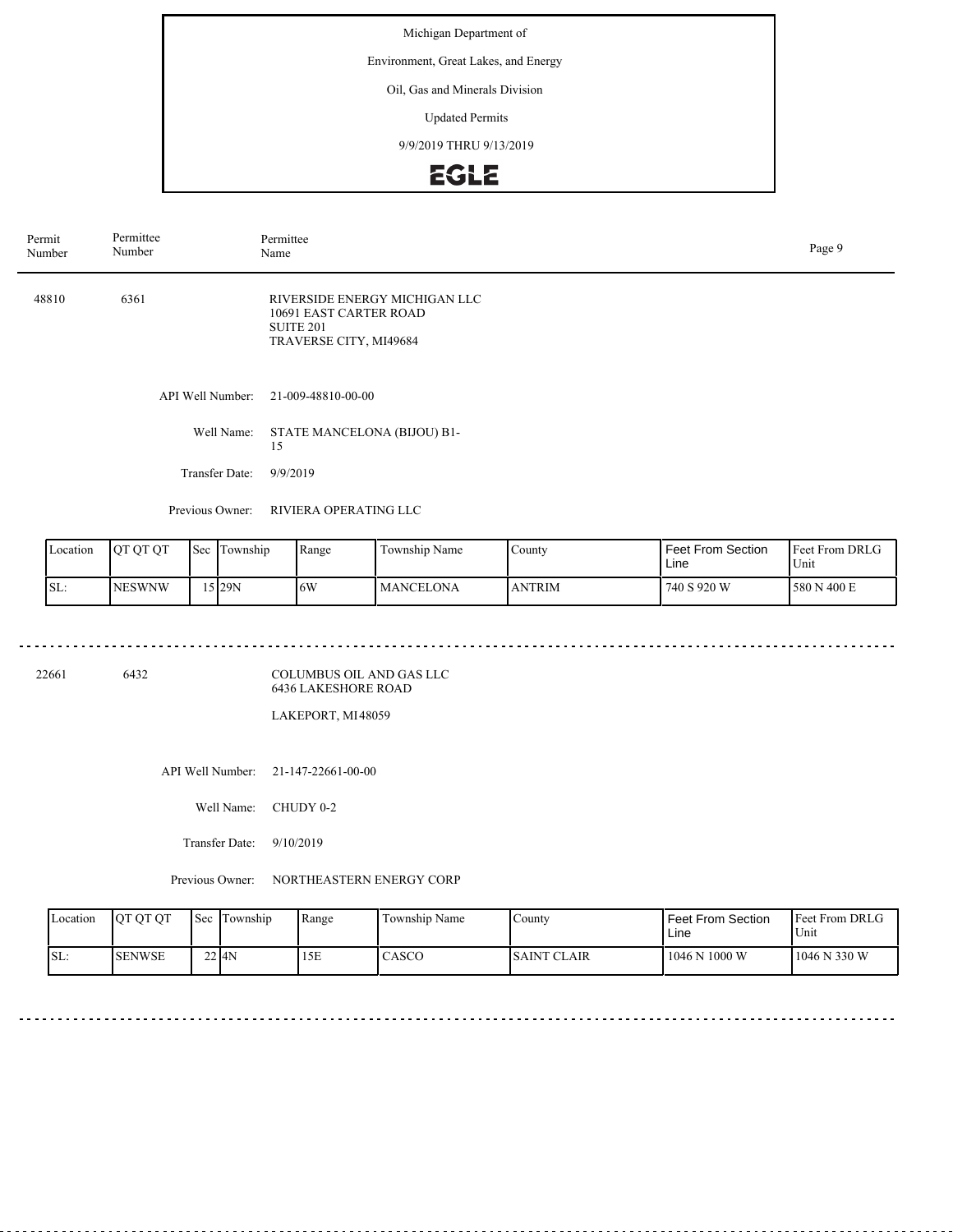Michigan Department of

Environment, Great Lakes, and Energy

Oil, Gas and Minerals Division

Updated Permits

9/9/2019 THRU 9/13/2019

EGLE

| Permit Number | Permittee Number | Permittee Name |
|---|---|---|

48810 6361 RIVERSIDE ENERGY MICHIGAN LLC
10691 EAST CARTER ROAD
SUITE 201
TRAVERSE CITY, MI49684

API Well Number: 21-009-48810-00-00

Well Name: STATE MANCELONA (BIJOU) B1-15

Transfer Date: 9/9/2019

Previous Owner: RIVIERA OPERATING LLC

| Location | QT QT QT | Sec | Township | Range | Township Name | County | Feet From Section Line | Feet From DRLG Unit |
|---|---|---|---|---|---|---|---|---|
| SL: | NESWNW | 15 | 29N | 6W | MANCELONA | ANTRIM | 740 S 920 W | 580 N 400 E |

---

22661 6432 COLUMBUS OIL AND GAS LLC
6436 LAKESHORE ROAD
LAKEPORT, MI48059

API Well Number: 21-147-22661-00-00

Well Name: CHUDY 0-2

Transfer Date: 9/10/2019

Previous Owner: NORTHEASTERN ENERGY CORP

| Location | QT QT QT | Sec | Township | Range | Township Name | County | Feet From Section Line | Feet From DRLG Unit |
|---|---|---|---|---|---|---|---|---|
| SL: | SENWSE | 22 | 4N | 15E | CASCO | SAINT CLAIR | 1046 N 1000 W | 1046 N 330 W |